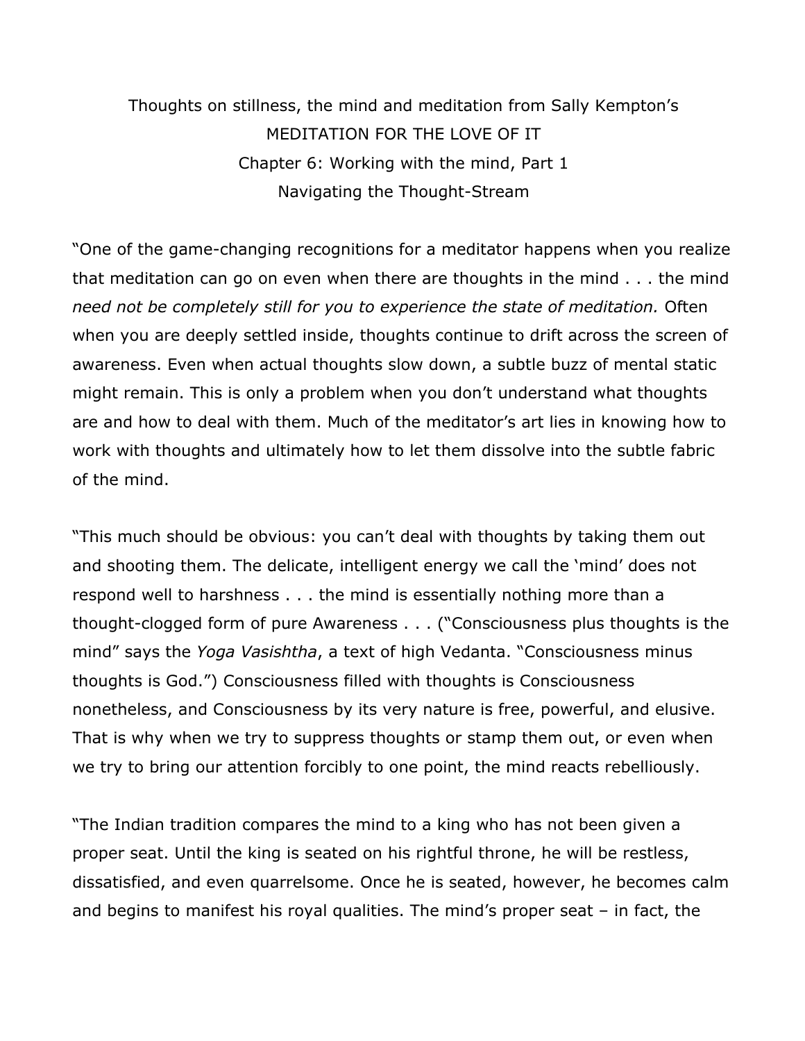Thoughts on stillness, the mind and meditation from Sally Kempton's
MEDITATION FOR THE LOVE OF IT
Chapter 6: Working with the mind, Part 1
Navigating the Thought-Stream

"One of the game-changing recognitions for a meditator happens when you realize that meditation can go on even when there are thoughts in the mind . . . the mind *need not be completely still for you to experience the state of meditation.* Often when you are deeply settled inside, thoughts continue to drift across the screen of awareness. Even when actual thoughts slow down, a subtle buzz of mental static might remain. This is only a problem when you don't understand what thoughts are and how to deal with them. Much of the meditator's art lies in knowing how to work with thoughts and ultimately how to let them dissolve into the subtle fabric of the mind.

"This much should be obvious: you can't deal with thoughts by taking them out and shooting them. The delicate, intelligent energy we call the 'mind' does not respond well to harshness . . . the mind is essentially nothing more than a thought-clogged form of pure Awareness . . . ("Consciousness plus thoughts is the mind" says the *Yoga Vasishtha*, a text of high Vedanta. "Consciousness minus thoughts is God.") Consciousness filled with thoughts is Consciousness nonetheless, and Consciousness by its very nature is free, powerful, and elusive. That is why when we try to suppress thoughts or stamp them out, or even when we try to bring our attention forcibly to one point, the mind reacts rebelliously.

"The Indian tradition compares the mind to a king who has not been given a proper seat. Until the king is seated on his rightful throne, he will be restless, dissatisfied, and even quarrelsome. Once he is seated, however, he becomes calm and begins to manifest his royal qualities. The mind's proper seat – in fact, the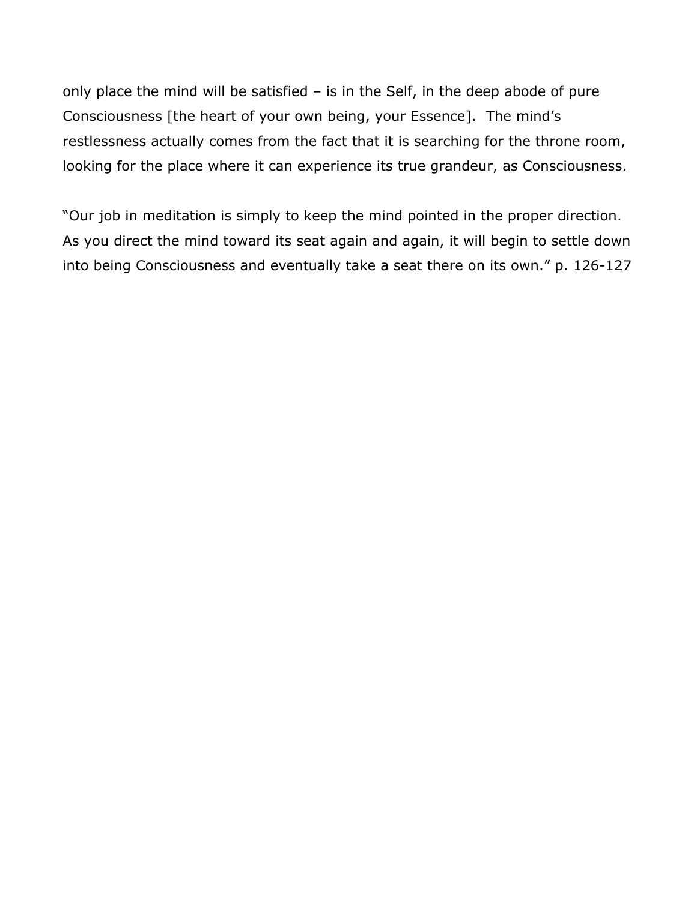only place the mind will be satisfied – is in the Self, in the deep abode of pure Consciousness [the heart of your own being, your Essence]. The mind's restlessness actually comes from the fact that it is searching for the throne room, looking for the place where it can experience its true grandeur, as Consciousness.

"Our job in meditation is simply to keep the mind pointed in the proper direction. As you direct the mind toward its seat again and again, it will begin to settle down into being Consciousness and eventually take a seat there on its own." p. 126-127